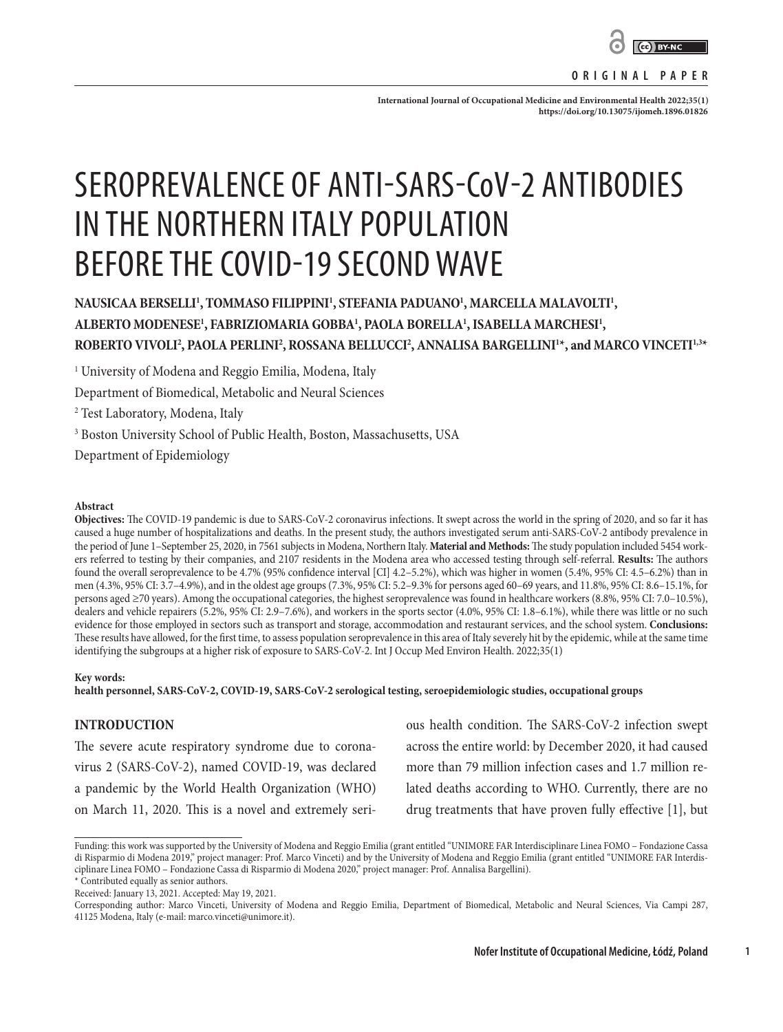ORIGINAL PAPER

# SEROPREVALENCE OF ANTI-SARS-CoV-2 ANTIBODIES IN THE NORTHERN ITALY POPULATION BEFORE THE COVID-19 SECOND WAVE

**NAUSICAA BERSELLI[1], TOMMASO FILIPPINI[1], STEFANIA PADUANO[1], MARCELLA MALAVOLTI[1], ALBERTO MODENESE[1], FABRIZIOMARIA GOBBA[1], PAOLA BORELLA[1], ISABELLA MARCHESI[1], ROBERTO VIVOLI[2], PAOLA PERLINI[2], ROSSANA BELLUCCI[2], ANNALISA BARGELLINI[1*], and MARCO VINCETI[1,3*]**

[1] University of Modena and Reggio Emilia, Modena, Italy
Department of Biomedical, Metabolic and Neural Sciences
[2] Test Laboratory, Modena, Italy
[3] Boston University School of Public Health, Boston, Massachusetts, USA
Department of Epidemiology

### Abstract

**Objectives:** The COVID-19 pandemic is due to SARS-CoV-2 coronavirus infections. It swept across the world in the spring of 2020, and so far it has caused a huge number of hospitalizations and deaths. In the present study, the authors investigated serum anti-SARS-CoV-2 antibody prevalence in the period of June 1–September 25, 2020, in 7561 subjects in Modena, Northern Italy. **Material and Methods:** The study population included 5454 workers referred to testing by their companies, and 2107 residents in the Modena area who accessed testing through self-referral. **Results:** The authors found the overall seroprevalence to be 4.7% (95% confidence interval [CI] 4.2–5.2%), which was higher in women (5.4%, 95% CI: 4.5–6.2%) than in men (4.3%, 95% CI: 3.7–4.9%), and in the oldest age groups (7.3%, 95% CI: 5.2–9.3% for persons aged 60–69 years, and 11.8%, 95% CI: 8.6–15.1%, for persons aged ≥70 years). Among the occupational categories, the highest seroprevalence was found in healthcare workers (8.8%, 95% CI: 7.0–10.5%), dealers and vehicle repairers (5.2%, 95% CI: 2.9–7.6%), and workers in the sports sector (4.0%, 95% CI: 1.8–6.1%), while there was little or no such evidence for those employed in sectors such as transport and storage, accommodation and restaurant services, and the school system. **Conclusions:** These results have allowed, for the first time, to assess population seroprevalence in this area of Italy severely hit by the epidemic, while at the same time identifying the subgroups at a higher risk of exposure to SARS-CoV-2. Int J Occup Med Environ Health. 2022;35(1)

**Key words:**
**health personnel, SARS-CoV-2, COVID-19, SARS-CoV-2 serological testing, seroepidemiologic studies, occupational groups**

## INTRODUCTION

The severe acute respiratory syndrome due to coronavirus 2 (SARS-CoV-2), named COVID-19, was declared a pandemic by the World Health Organization (WHO) on March 11, 2020. This is a novel and extremely serious health condition. The SARS-CoV-2 infection swept across the entire world: by December 2020, it had caused more than 79 million infection cases and 1.7 million related deaths according to WHO. Currently, there are no drug treatments that have proven fully effective [1], but

---

Funding: this work was supported by the University of Modena and Reggio Emilia (grant entitled "UNIMORE FAR Interdisciplinare Linea FOMO – Fondazione Cassa di Risparmio di Modena 2019," project manager: Prof. Marco Vinceti) and by the University of Modena and Reggio Emilia (grant entitled "UNIMORE FAR Interdisciplinare Linea FOMO – Fondazione Cassa di Risparmio di Modena 2020," project manager: Prof. Annalisa Bargellini).
* Contributed equally as senior authors.
Received: January 13, 2021. Accepted: May 19, 2021.
Corresponding author: Marco Vinceti, University of Modena and Reggio Emilia, Department of Biomedical, Metabolic and Neural Sciences, Via Campi 287, 41125 Modena, Italy (e-mail: marco.vinceti@unimore.it).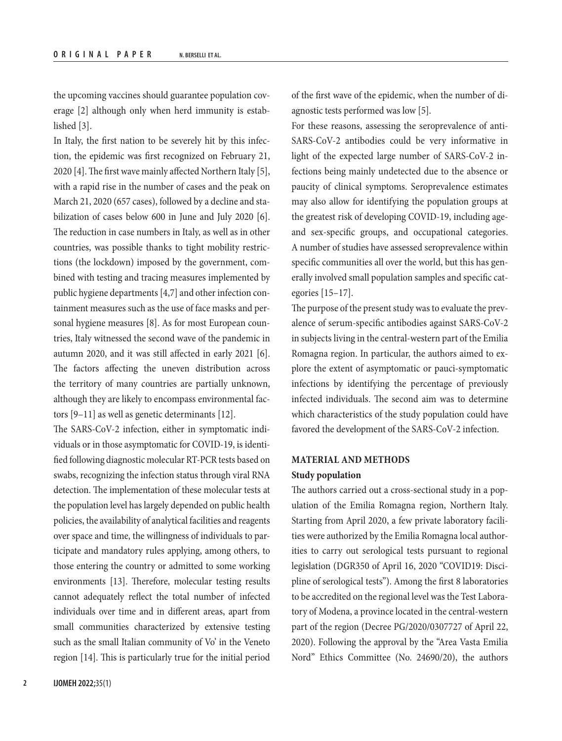the upcoming vaccines should guarantee population coverage [2] although only when herd immunity is established [3].

In Italy, the first nation to be severely hit by this infection, the epidemic was first recognized on February 21, 2020 [4]. The first wave mainly affected Northern Italy [5], with a rapid rise in the number of cases and the peak on March 21, 2020 (657 cases), followed by a decline and stabilization of cases below 600 in June and July 2020 [6]. The reduction in case numbers in Italy, as well as in other countries, was possible thanks to tight mobility restrictions (the lockdown) imposed by the government, combined with testing and tracing measures implemented by public hygiene departments [4,7] and other infection containment measures such as the use of face masks and personal hygiene measures [8]. As for most European countries, Italy witnessed the second wave of the pandemic in autumn 2020, and it was still affected in early 2021 [6]. The factors affecting the uneven distribution across the territory of many countries are partially unknown, although they are likely to encompass environmental factors [9–11] as well as genetic determinants [12].

The SARS-CoV-2 infection, either in symptomatic individuals or in those asymptomatic for COVID-19, is identified following diagnostic molecular RT-PCR tests based on swabs, recognizing the infection status through viral RNA detection. The implementation of these molecular tests at the population level has largely depended on public health policies, the availability of analytical facilities and reagents over space and time, the willingness of individuals to participate and mandatory rules applying, among others, to those entering the country or admitted to some working environments [13]. Therefore, molecular testing results cannot adequately reflect the total number of infected individuals over time and in different areas, apart from small communities characterized by extensive testing such as the small Italian community of Vo' in the Veneto region [14]. This is particularly true for the initial period of the first wave of the epidemic, when the number of diagnostic tests performed was low [5].

For these reasons, assessing the seroprevalence of anti-SARS-CoV-2 antibodies could be very informative in light of the expected large number of SARS-CoV-2 infections being mainly undetected due to the absence or paucity of clinical symptoms. Seroprevalence estimates may also allow for identifying the population groups at the greatest risk of developing COVID-19, including age- and sex-specific groups, and occupational categories. A number of studies have assessed seroprevalence within specific communities all over the world, but this has generally involved small population samples and specific categories [15–17].

The purpose of the present study was to evaluate the prevalence of serum-specific antibodies against SARS-CoV-2 in subjects living in the central-western part of the Emilia Romagna region. In particular, the authors aimed to explore the extent of asymptomatic or pauci-symptomatic infections by identifying the percentage of previously infected individuals. The second aim was to determine which characteristics of the study population could have favored the development of the SARS-CoV-2 infection.

## MATERIAL AND METHODS

### Study population

The authors carried out a cross-sectional study in a population of the Emilia Romagna region, Northern Italy. Starting from April 2020, a few private laboratory facilities were authorized by the Emilia Romagna local authorities to carry out serological tests pursuant to regional legislation (DGR350 of April 16, 2020 "COVID19: Discipline of serological tests"). Among the first 8 laboratories to be accredited on the regional level was the Test Laboratory of Modena, a province located in the central-western part of the region (Decree PG/2020/0307727 of April 22, 2020). Following the approval by the "Area Vasta Emilia Nord" Ethics Committee (No. 24690/20), the authors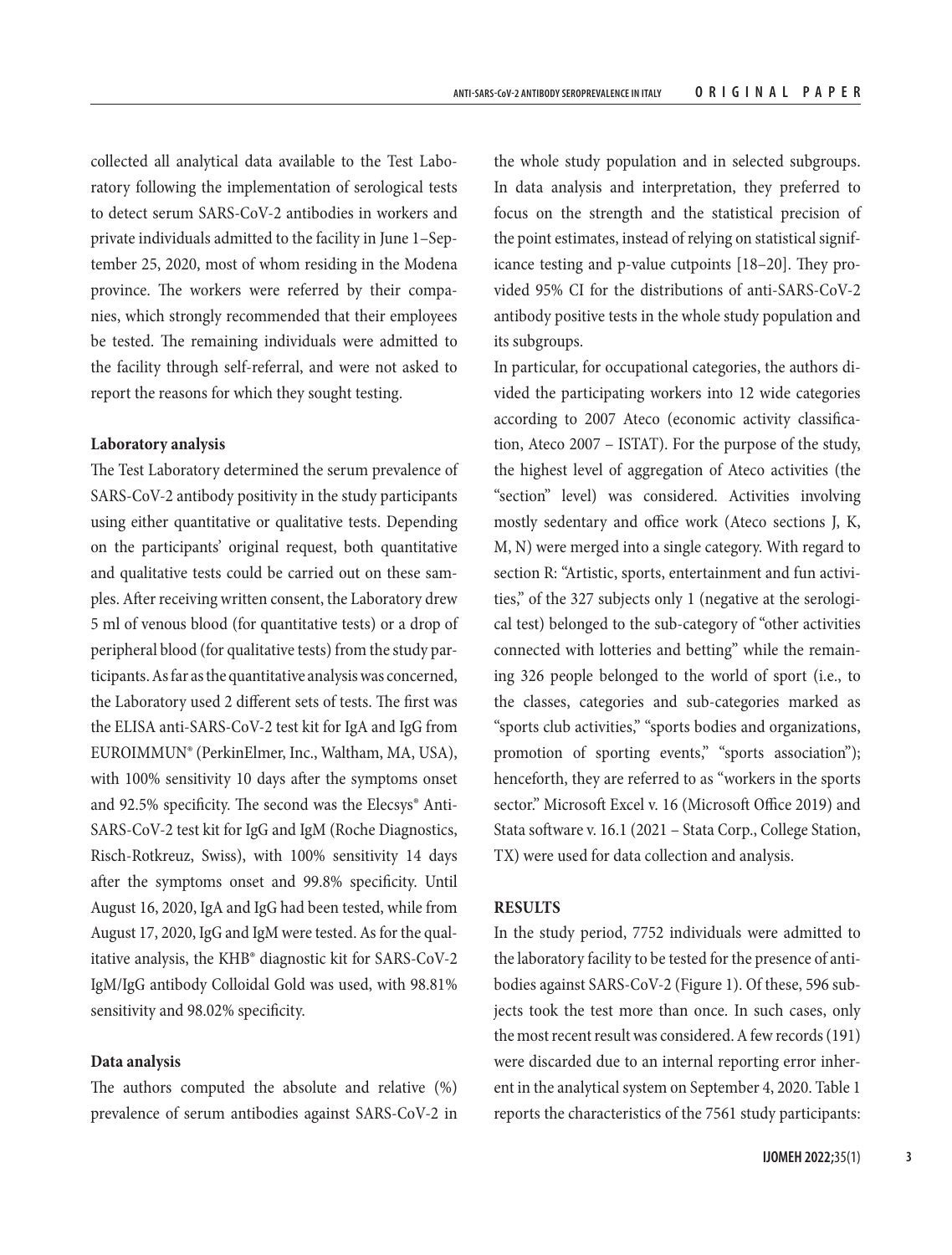collected all analytical data available to the Test Laboratory following the implementation of serological tests to detect serum SARS-CoV-2 antibodies in workers and private individuals admitted to the facility in June 1–September 25, 2020, most of whom residing in the Modena province. The workers were referred by their companies, which strongly recommended that their employees be tested. The remaining individuals were admitted to the facility through self-referral, and were not asked to report the reasons for which they sought testing.

### Laboratory analysis

The Test Laboratory determined the serum prevalence of SARS-CoV-2 antibody positivity in the study participants using either quantitative or qualitative tests. Depending on the participants' original request, both quantitative and qualitative tests could be carried out on these samples. After receiving written consent, the Laboratory drew 5 ml of venous blood (for quantitative tests) or a drop of peripheral blood (for qualitative tests) from the study participants. As far as the quantitative analysis was concerned, the Laboratory used 2 different sets of tests. The first was the ELISA anti-SARS-CoV-2 test kit for IgA and IgG from EUROIMMUN® (PerkinElmer, Inc., Waltham, MA, USA), with 100% sensitivity 10 days after the symptoms onset and 92.5% specificity. The second was the Elecsys® Anti-SARS-CoV-2 test kit for IgG and IgM (Roche Diagnostics, Risch-Rotkreuz, Swiss), with 100% sensitivity 14 days after the symptoms onset and 99.8% specificity. Until August 16, 2020, IgA and IgG had been tested, while from August 17, 2020, IgG and IgM were tested. As for the qualitative analysis, the KHB® diagnostic kit for SARS-CoV-2 IgM/IgG antibody Colloidal Gold was used, with 98.81% sensitivity and 98.02% specificity.

### Data analysis

The authors computed the absolute and relative (%) prevalence of serum antibodies against SARS-CoV-2 in the whole study population and in selected subgroups. In data analysis and interpretation, they preferred to focus on the strength and the statistical precision of the point estimates, instead of relying on statistical significance testing and p-value cutpoints [18–20]. They provided 95% CI for the distributions of anti-SARS-CoV-2 antibody positive tests in the whole study population and its subgroups.

In particular, for occupational categories, the authors divided the participating workers into 12 wide categories according to 2007 Ateco (economic activity classification, Ateco 2007 – ISTAT). For the purpose of the study, the highest level of aggregation of Ateco activities (the "section" level) was considered. Activities involving mostly sedentary and office work (Ateco sections J, K, M, N) were merged into a single category. With regard to section R: "Artistic, sports, entertainment and fun activities," of the 327 subjects only 1 (negative at the serological test) belonged to the sub-category of "other activities connected with lotteries and betting" while the remaining 326 people belonged to the world of sport (i.e., to the classes, categories and sub-categories marked as "sports club activities," "sports bodies and organizations, promotion of sporting events," "sports association"); henceforth, they are referred to as "workers in the sports sector." Microsoft Excel v. 16 (Microsoft Office 2019) and Stata software v. 16.1 (2021 – Stata Corp., College Station, TX) were used for data collection and analysis.

## RESULTS

In the study period, 7752 individuals were admitted to the laboratory facility to be tested for the presence of antibodies against SARS-CoV-2 (Figure 1). Of these, 596 subjects took the test more than once. In such cases, only the most recent result was considered. A few records (191) were discarded due to an internal reporting error inherent in the analytical system on September 4, 2020. Table 1 reports the characteristics of the 7561 study participants: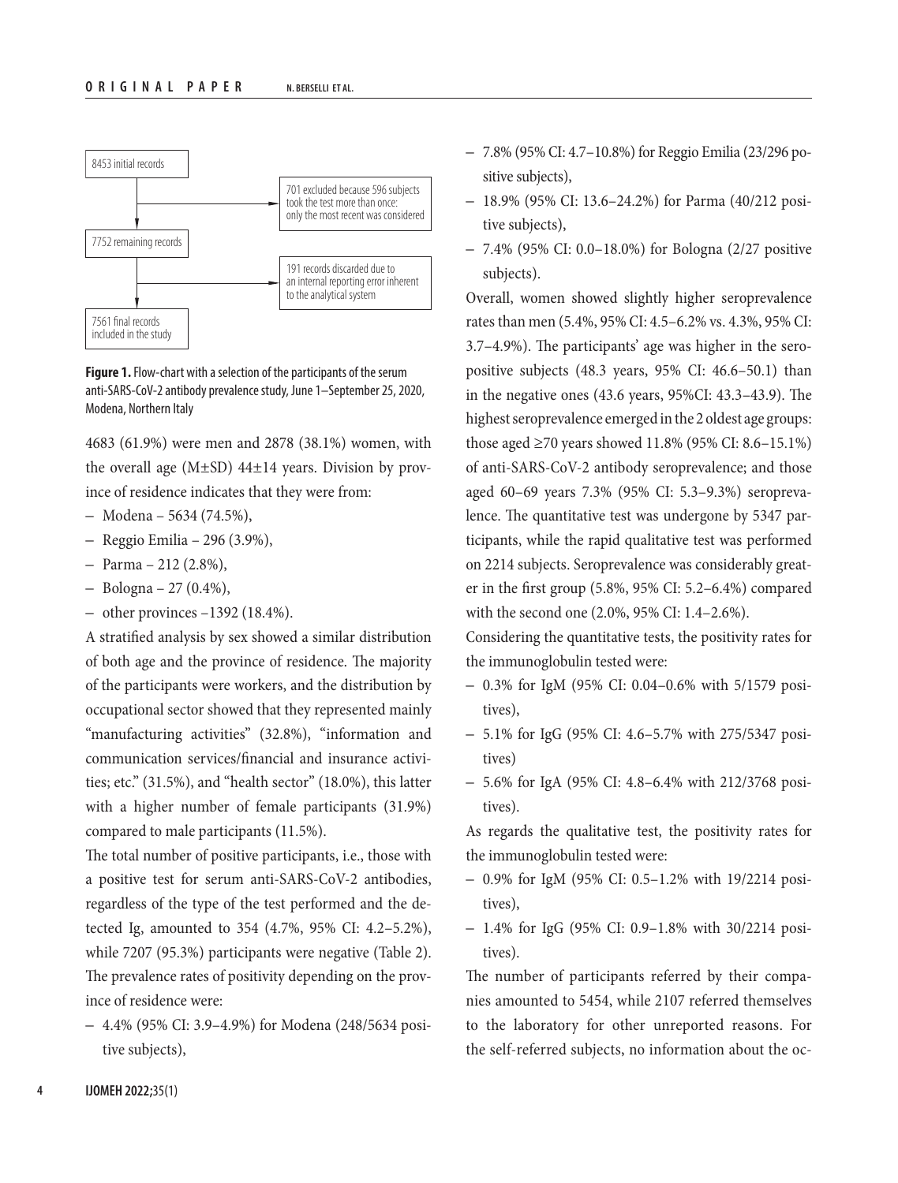8453 initial records

701 excluded because 596 subjects took the test more than once: only the most recent was considered

7752 remaining records

191 records discarded due to an internal reporting error inherent to the analytical system

7561 final records included in the study

**Figure 1.** Flow-chart with a selection of the participants of the serum anti-SARS-CoV-2 antibody prevalence study, June 1–September 25, 2020, Modena, Northern Italy

4683 (61.9%) were men and 2878 (38.1%) women, with the overall age (M±SD) 44±14 years. Division by province of residence indicates that they were from:

- Modena – 5634 (74.5%),
- Reggio Emilia – 296 (3.9%),
- Parma – 212 (2.8%),
- Bologna – 27 (0.4%),
- other provinces –1392 (18.4%).

A stratified analysis by sex showed a similar distribution of both age and the province of residence. The majority of the participants were workers, and the distribution by occupational sector showed that they represented mainly "manufacturing activities" (32.8%), "information and communication services/financial and insurance activities; etc." (31.5%), and "health sector" (18.0%), this latter with a higher number of female participants (31.9%) compared to male participants (11.5%).

The total number of positive participants, i.e., those with a positive test for serum anti-SARS-CoV-2 antibodies, regardless of the type of the test performed and the detected Ig, amounted to 354 (4.7%, 95% CI: 4.2–5.2%), while 7207 (95.3%) participants were negative (Table 2). The prevalence rates of positivity depending on the province of residence were:

- 4.4% (95% CI: 3.9–4.9%) for Modena (248/5634 positive subjects),
- 7.8% (95% CI: 4.7–10.8%) for Reggio Emilia (23/296 positive subjects),
- 18.9% (95% CI: 13.6–24.2%) for Parma (40/212 positive subjects),
- 7.4% (95% CI: 0.0–18.0%) for Bologna (2/27 positive subjects).

Overall, women showed slightly higher seroprevalence rates than men (5.4%, 95% CI: 4.5–6.2% vs. 4.3%, 95% CI: 3.7–4.9%). The participants' age was higher in the seropositive subjects (48.3 years, 95% CI: 46.6–50.1) than in the negative ones (43.6 years, 95%CI: 43.3–43.9). The highest seroprevalence emerged in the 2 oldest age groups: those aged ≥70 years showed 11.8% (95% CI: 8.6–15.1%) of anti-SARS-CoV-2 antibody seroprevalence; and those aged 60–69 years 7.3% (95% CI: 5.3–9.3%) seroprevalence. The quantitative test was undergone by 5347 participants, while the rapid qualitative test was performed on 2214 subjects. Seroprevalence was considerably greater in the first group (5.8%, 95% CI: 5.2–6.4%) compared with the second one (2.0%, 95% CI: 1.4–2.6%).

Considering the quantitative tests, the positivity rates for the immunoglobulin tested were:

- 0.3% for IgM (95% CI: 0.04–0.6% with 5/1579 positives),
- 5.1% for IgG (95% CI: 4.6–5.7% with 275/5347 positives)
- 5.6% for IgA (95% CI: 4.8–6.4% with 212/3768 positives).

As regards the qualitative test, the positivity rates for the immunoglobulin tested were:

- 0.9% for IgM (95% CI: 0.5–1.2% with 19/2214 positives),
- 1.4% for IgG (95% CI: 0.9–1.8% with 30/2214 positives).

The number of participants referred by their companies amounted to 5454, while 2107 referred themselves to the laboratory for other unreported reasons. For the self-referred subjects, no information about the oc-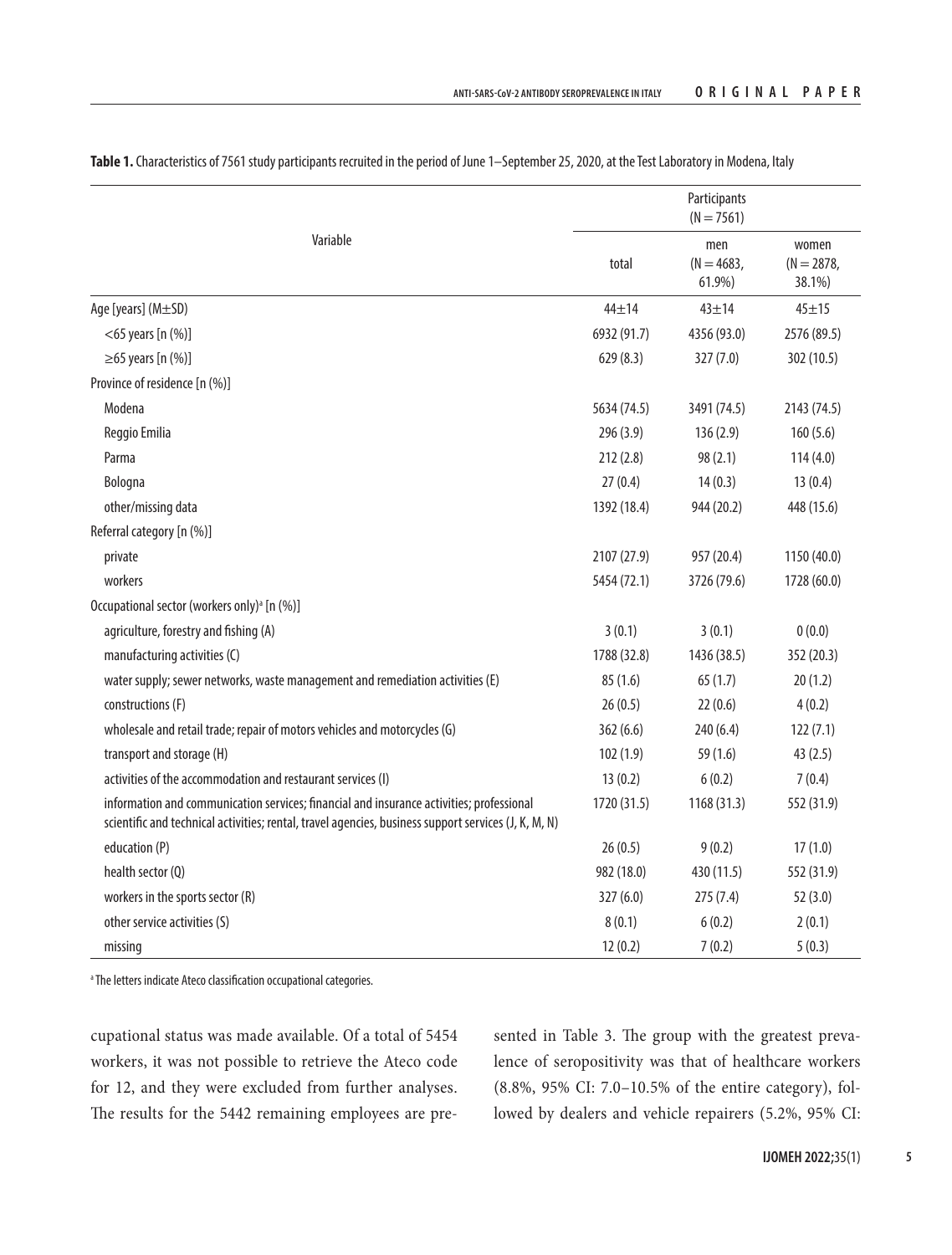**Table 1.** Characteristics of 7561 study participants recruited in the period of June 1–September 25, 2020, at the Test Laboratory in Modena, Italy

| Variable | Participants (N = 7561) | | |
|---|---|---|---|
| | total | men (N = 4683, 61.9%) | women (N = 2878, 38.1%) |
| Age [years] (M±SD) | 44±14 | 43±14 | 45±15 |
| <65 years [n (%)] | 6932 (91.7) | 4356 (93.0) | 2576 (89.5) |
| ≥65 years [n (%)] | 629 (8.3) | 327 (7.0) | 302 (10.5) |
| Province of residence [n (%)] | | | |
| Modena | 5634 (74.5) | 3491 (74.5) | 2143 (74.5) |
| Reggio Emilia | 296 (3.9) | 136 (2.9) | 160 (5.6) |
| Parma | 212 (2.8) | 98 (2.1) | 114 (4.0) |
| Bologna | 27 (0.4) | 14 (0.3) | 13 (0.4) |
| other/missing data | 1392 (18.4) | 944 (20.2) | 448 (15.6) |
| Referral category [n (%)] | | | |
| private | 2107 (27.9) | 957 (20.4) | 1150 (40.0) |
| workers | 5454 (72.1) | 3726 (79.6) | 1728 (60.0) |
| Occupational sector (workers only)[a] [n (%)] | | | |
| agriculture, forestry and fishing (A) | 3 (0.1) | 3 (0.1) | 0 (0.0) |
| manufacturing activities (C) | 1788 (32.8) | 1436 (38.5) | 352 (20.3) |
| water supply; sewer networks, waste management and remediation activities (E) | 85 (1.6) | 65 (1.7) | 20 (1.2) |
| constructions (F) | 26 (0.5) | 22 (0.6) | 4 (0.2) |
| wholesale and retail trade; repair of motors vehicles and motorcycles (G) | 362 (6.6) | 240 (6.4) | 122 (7.1) |
| transport and storage (H) | 102 (1.9) | 59 (1.6) | 43 (2.5) |
| activities of the accommodation and restaurant services (I) | 13 (0.2) | 6 (0.2) | 7 (0.4) |
| information and communication services; financial and insurance activities; professional scientific and technical activities; rental, travel agencies, business support services (J, K, M, N) | 1720 (31.5) | 1168 (31.3) | 552 (31.9) |
| education (P) | 26 (0.5) | 9 (0.2) | 17 (1.0) |
| health sector (Q) | 982 (18.0) | 430 (11.5) | 552 (31.9) |
| workers in the sports sector (R) | 327 (6.0) | 275 (7.4) | 52 (3.0) |
| other service activities (S) | 8 (0.1) | 6 (0.2) | 2 (0.1) |
| missing | 12 (0.2) | 7 (0.2) | 5 (0.3) |

[a] The letters indicate Ateco classification occupational categories.

cupational status was made available. Of a total of 5454 workers, it was not possible to retrieve the Ateco code for 12, and they were excluded from further analyses. The results for the 5442 remaining employees are presented in Table 3. The group with the greatest prevalence of seropositivity was that of healthcare workers (8.8%, 95% CI: 7.0–10.5% of the entire category), followed by dealers and vehicle repairers (5.2%, 95% CI: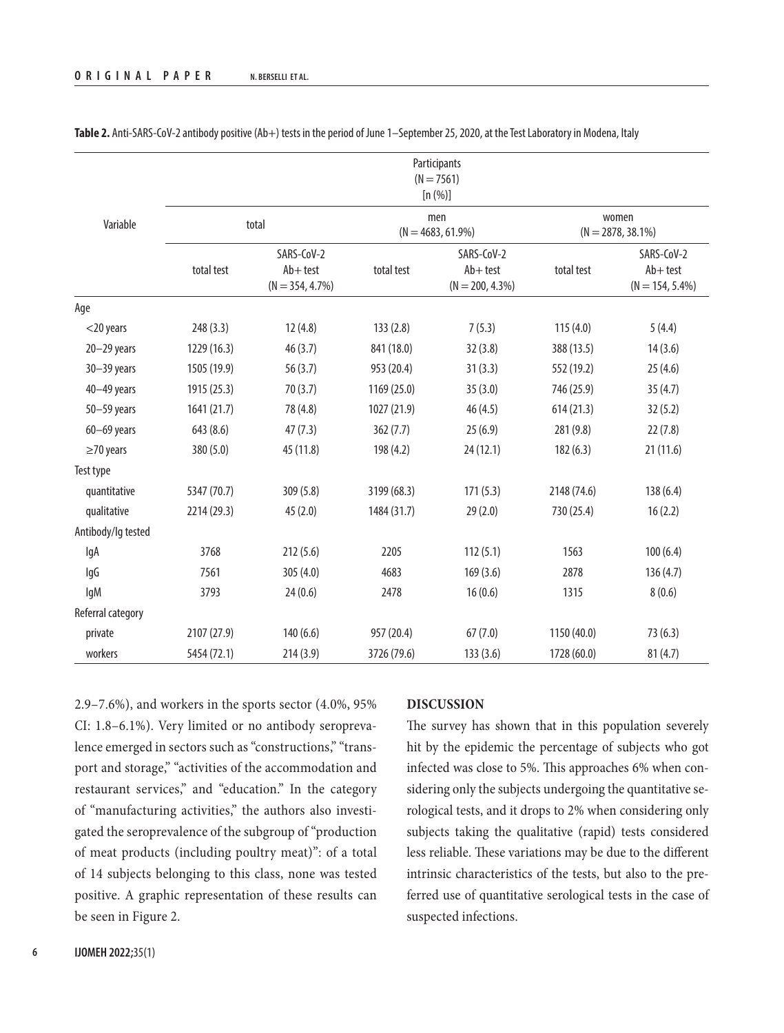**Table 2.** Anti-SARS-CoV-2 antibody positive (Ab+) tests in the period of June 1–September 25, 2020, at the Test Laboratory in Modena, Italy

| Variable | Participants (N = 7561) [n (%)] | | | | | |
|---|---|---|---|---|---|---|
| | total | | men (N = 4683, 61.9%) | | women (N = 2878, 38.1%) | |
| | total test | SARS-CoV-2 Ab+ test (N = 354, 4.7%) | total test | SARS-CoV-2 Ab+ test (N = 200, 4.3%) | total test | SARS-CoV-2 Ab+ test (N = 154, 5.4%) |
| Age | | | | | | |
| <20 years | 248 (3.3) | 12 (4.8) | 133 (2.8) | 7 (5.3) | 115 (4.0) | 5 (4.4) |
| 20–29 years | 1229 (16.3) | 46 (3.7) | 841 (18.0) | 32 (3.8) | 388 (13.5) | 14 (3.6) |
| 30–39 years | 1505 (19.9) | 56 (3.7) | 953 (20.4) | 31 (3.3) | 552 (19.2) | 25 (4.6) |
| 40–49 years | 1915 (25.3) | 70 (3.7) | 1169 (25.0) | 35 (3.0) | 746 (25.9) | 35 (4.7) |
| 50–59 years | 1641 (21.7) | 78 (4.8) | 1027 (21.9) | 46 (4.5) | 614 (21.3) | 32 (5.2) |
| 60–69 years | 643 (8.6) | 47 (7.3) | 362 (7.7) | 25 (6.9) | 281 (9.8) | 22 (7.8) |
| ≥70 years | 380 (5.0) | 45 (11.8) | 198 (4.2) | 24 (12.1) | 182 (6.3) | 21 (11.6) |
| Test type | | | | | | |
| quantitative | 5347 (70.7) | 309 (5.8) | 3199 (68.3) | 171 (5.3) | 2148 (74.6) | 138 (6.4) |
| qualitative | 2214 (29.3) | 45 (2.0) | 1484 (31.7) | 29 (2.0) | 730 (25.4) | 16 (2.2) |
| Antibody/Ig tested | | | | | | |
| IgA | 3768 | 212 (5.6) | 2205 | 112 (5.1) | 1563 | 100 (6.4) |
| IgG | 7561 | 305 (4.0) | 4683 | 169 (3.6) | 2878 | 136 (4.7) |
| IgM | 3793 | 24 (0.6) | 2478 | 16 (0.6) | 1315 | 8 (0.6) |
| Referral category | | | | | | |
| private | 2107 (27.9) | 140 (6.6) | 957 (20.4) | 67 (7.0) | 1150 (40.0) | 73 (6.3) |
| workers | 5454 (72.1) | 214 (3.9) | 3726 (79.6) | 133 (3.6) | 1728 (60.0) | 81 (4.7) |

2.9–7.6%), and workers in the sports sector (4.0%, 95% CI: 1.8–6.1%). Very limited or no antibody seroprevalence emerged in sectors such as "constructions," "transport and storage," "activities of the accommodation and restaurant services," and "education." In the category of "manufacturing activities," the authors also investigated the seroprevalence of the subgroup of "production of meat products (including poultry meat)": of a total of 14 subjects belonging to this class, none was tested positive. A graphic representation of these results can be seen in Figure 2.

## DISCUSSION

The survey has shown that in this population severely hit by the epidemic the percentage of subjects who got infected was close to 5%. This approaches 6% when considering only the subjects undergoing the quantitative serological tests, and it drops to 2% when considering only subjects taking the qualitative (rapid) tests considered less reliable. These variations may be due to the different intrinsic characteristics of the tests, but also to the preferred use of quantitative serological tests in the case of suspected infections.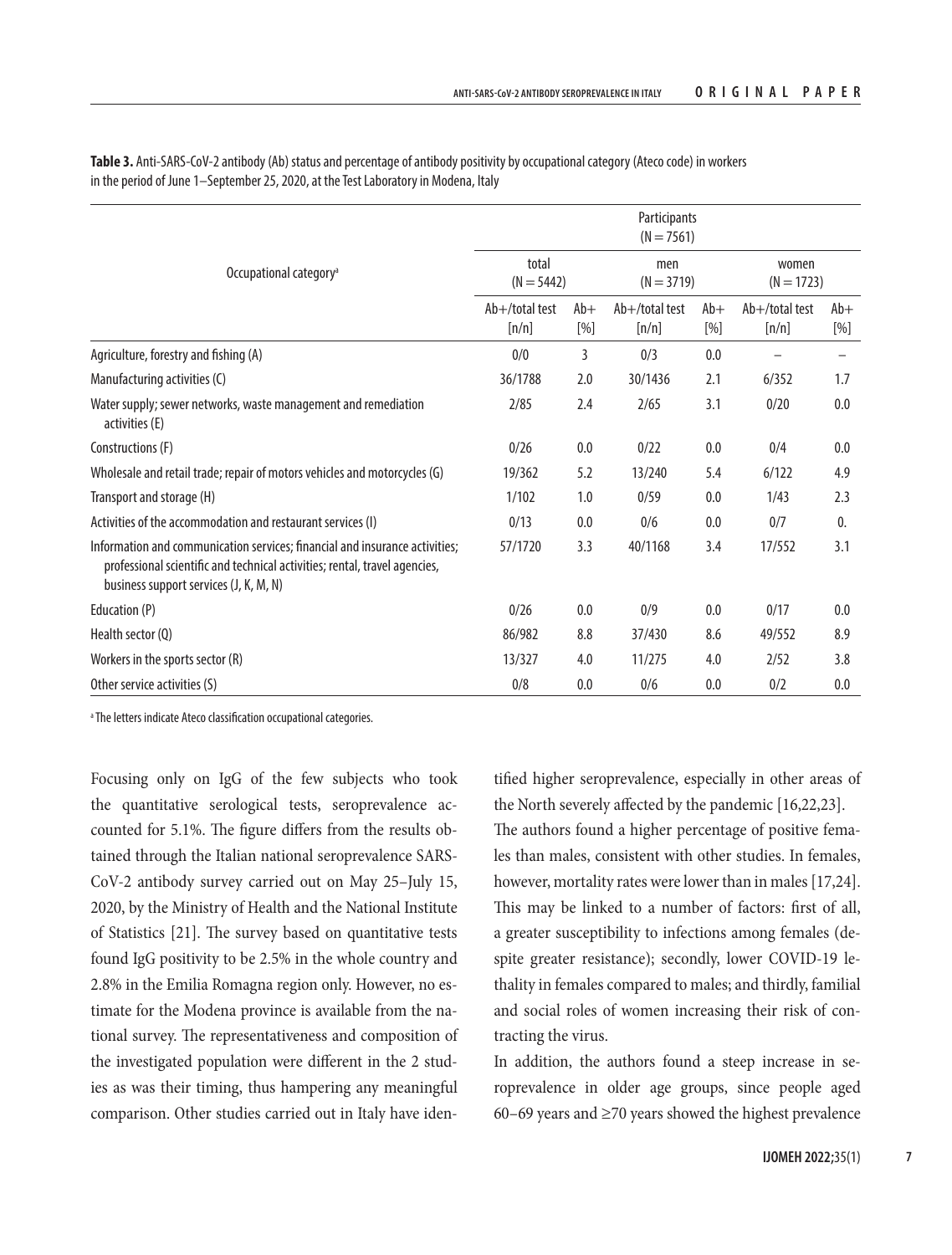**Table 3.** Anti-SARS-CoV-2 antibody (Ab) status and percentage of antibody positivity by occupational category (Ateco code) in workers in the period of June 1–September 25, 2020, at the Test Laboratory in Modena, Italy

| Occupational category[a] | Participants (N = 7561) | | | | | |
|---|---|---|---|---|---|---|
| | total (N = 5442) | | men (N = 3719) | | women (N = 1723) | |
| | Ab+/total test [n/n] | Ab+ [%] | Ab+/total test [n/n] | Ab+ [%] | Ab+/total test [n/n] | Ab+ [%] |
| Agriculture, forestry and fishing (A) | 0/0 | 3 | 0/3 | 0.0 | – | – |
| Manufacturing activities (C) | 36/1788 | 2.0 | 30/1436 | 2.1 | 6/352 | 1.7 |
| Water supply; sewer networks, waste management and remediation activities (E) | 2/85 | 2.4 | 2/65 | 3.1 | 0/20 | 0.0 |
| Constructions (F) | 0/26 | 0.0 | 0/22 | 0.0 | 0/4 | 0.0 |
| Wholesale and retail trade; repair of motors vehicles and motorcycles (G) | 19/362 | 5.2 | 13/240 | 5.4 | 6/122 | 4.9 |
| Transport and storage (H) | 1/102 | 1.0 | 0/59 | 0.0 | 1/43 | 2.3 |
| Activities of the accommodation and restaurant services (I) | 0/13 | 0.0 | 0/6 | 0.0 | 0/7 | 0. |
| Information and communication services; financial and insurance activities; professional scientific and technical activities; rental, travel agencies, business support services (J, K, M, N) | 57/1720 | 3.3 | 40/1168 | 3.4 | 17/552 | 3.1 |
| Education (P) | 0/26 | 0.0 | 0/9 | 0.0 | 0/17 | 0.0 |
| Health sector (Q) | 86/982 | 8.8 | 37/430 | 8.6 | 49/552 | 8.9 |
| Workers in the sports sector (R) | 13/327 | 4.0 | 11/275 | 4.0 | 2/52 | 3.8 |
| Other service activities (S) | 0/8 | 0.0 | 0/6 | 0.0 | 0/2 | 0.0 |

[a] The letters indicate Ateco classification occupational categories.

Focusing only on IgG of the few subjects who took the quantitative serological tests, seroprevalence accounted for 5.1%. The figure differs from the results obtained through the Italian national seroprevalence SARS-CoV-2 antibody survey carried out on May 25–July 15, 2020, by the Ministry of Health and the National Institute of Statistics [21]. The survey based on quantitative tests found IgG positivity to be 2.5% in the whole country and 2.8% in the Emilia Romagna region only. However, no estimate for the Modena province is available from the national survey. The representativeness and composition of the investigated population were different in the 2 studies as was their timing, thus hampering any meaningful comparison. Other studies carried out in Italy have identified higher seroprevalence, especially in other areas of the North severely affected by the pandemic [16,22,23].

The authors found a higher percentage of positive females than males, consistent with other studies. In females, however, mortality rates were lower than in males [17,24]. This may be linked to a number of factors: first of all, a greater susceptibility to infections among females (despite greater resistance); secondly, lower COVID-19 lethality in females compared to males; and thirdly, familial and social roles of women increasing their risk of contracting the virus.

In addition, the authors found a steep increase in seroprevalence in older age groups, since people aged 60–69 years and ≥70 years showed the highest prevalence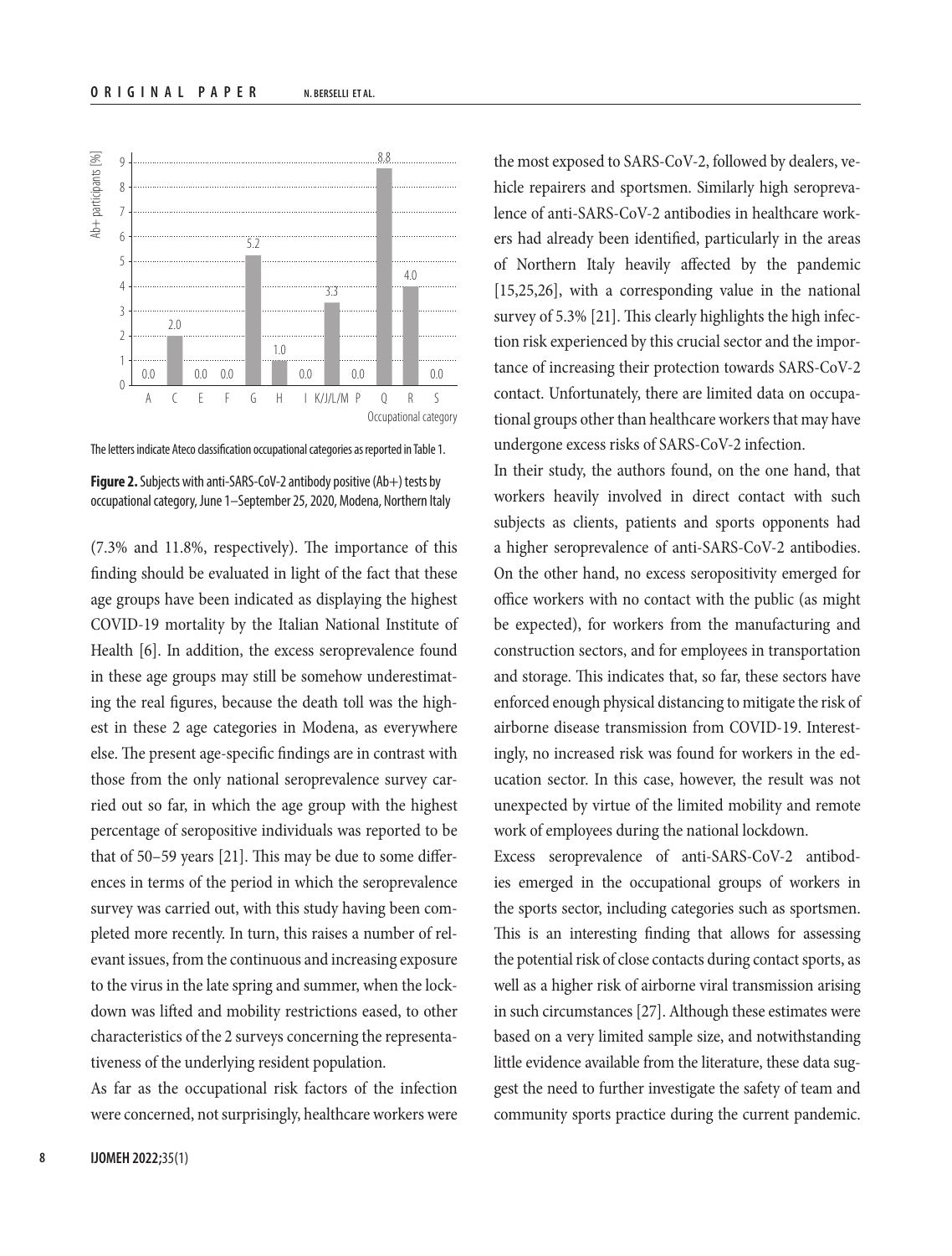The letters indicate Ateco classification occupational categories as reported in Table 1.

**Figure 2.** Subjects with anti-SARS-CoV-2 antibody positive (Ab+) tests by occupational category, June 1–September 25, 2020, Modena, Northern Italy

(7.3% and 11.8%, respectively). The importance of this finding should be evaluated in light of the fact that these age groups have been indicated as displaying the highest COVID-19 mortality by the Italian National Institute of Health [6]. In addition, the excess seroprevalence found in these age groups may still be somehow underestimating the real figures, because the death toll was the highest in these 2 age categories in Modena, as everywhere else. The present age-specific findings are in contrast with those from the only national seroprevalence survey carried out so far, in which the age group with the highest percentage of seropositive individuals was reported to be that of 50–59 years [21]. This may be due to some differences in terms of the period in which the seroprevalence survey was carried out, with this study having been completed more recently. In turn, this raises a number of relevant issues, from the continuous and increasing exposure to the virus in the late spring and summer, when the lockdown was lifted and mobility restrictions eased, to other characteristics of the 2 surveys concerning the representativeness of the underlying resident population.

As far as the occupational risk factors of the infection were concerned, not surprisingly, healthcare workers were the most exposed to SARS-CoV-2, followed by dealers, vehicle repairers and sportsmen. Similarly high seroprevalence of anti-SARS-CoV-2 antibodies in healthcare workers had already been identified, particularly in the areas of Northern Italy heavily affected by the pandemic [15,25,26], with a corresponding value in the national survey of 5.3% [21]. This clearly highlights the high infection risk experienced by this crucial sector and the importance of increasing their protection towards SARS-CoV-2 contact. Unfortunately, there are limited data on occupational groups other than healthcare workers that may have undergone excess risks of SARS-CoV-2 infection.

In their study, the authors found, on the one hand, that workers heavily involved in direct contact with such subjects as clients, patients and sports opponents had a higher seroprevalence of anti-SARS-CoV-2 antibodies. On the other hand, no excess seropositivity emerged for office workers with no contact with the public (as might be expected), for workers from the manufacturing and construction sectors, and for employees in transportation and storage. This indicates that, so far, these sectors have enforced enough physical distancing to mitigate the risk of airborne disease transmission from COVID-19. Interestingly, no increased risk was found for workers in the education sector. In this case, however, the result was not unexpected by virtue of the limited mobility and remote work of employees during the national lockdown.

Excess seroprevalence of anti-SARS-CoV-2 antibodies emerged in the occupational groups of workers in the sports sector, including categories such as sportsmen. This is an interesting finding that allows for assessing the potential risk of close contacts during contact sports, as well as a higher risk of airborne viral transmission arising in such circumstances [27]. Although these estimates were based on a very limited sample size, and notwithstanding little evidence available from the literature, these data suggest the need to further investigate the safety of team and community sports practice during the current pandemic.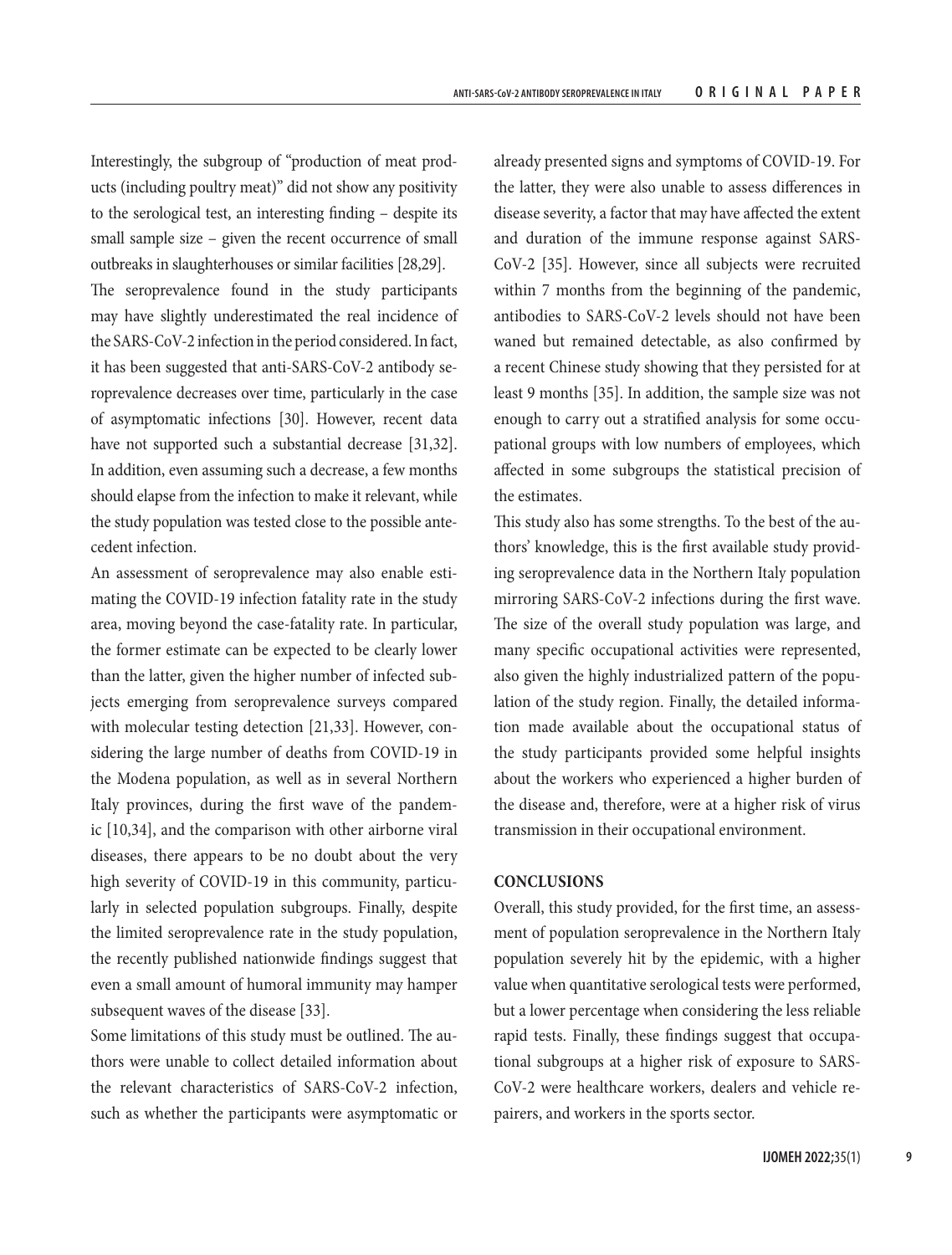Interestingly, the subgroup of "production of meat products (including poultry meat)" did not show any positivity to the serological test, an interesting finding – despite its small sample size – given the recent occurrence of small outbreaks in slaughterhouses or similar facilities [28,29].

The seroprevalence found in the study participants may have slightly underestimated the real incidence of the SARS-CoV-2 infection in the period considered. In fact, it has been suggested that anti-SARS-CoV-2 antibody seroprevalence decreases over time, particularly in the case of asymptomatic infections [30]. However, recent data have not supported such a substantial decrease [31,32]. In addition, even assuming such a decrease, a few months should elapse from the infection to make it relevant, while the study population was tested close to the possible antecedent infection.

An assessment of seroprevalence may also enable estimating the COVID-19 infection fatality rate in the study area, moving beyond the case-fatality rate. In particular, the former estimate can be expected to be clearly lower than the latter, given the higher number of infected subjects emerging from seroprevalence surveys compared with molecular testing detection [21,33]. However, considering the large number of deaths from COVID-19 in the Modena population, as well as in several Northern Italy provinces, during the first wave of the pandemic [10,34], and the comparison with other airborne viral diseases, there appears to be no doubt about the very high severity of COVID-19 in this community, particularly in selected population subgroups. Finally, despite the limited seroprevalence rate in the study population, the recently published nationwide findings suggest that even a small amount of humoral immunity may hamper subsequent waves of the disease [33].

Some limitations of this study must be outlined. The authors were unable to collect detailed information about the relevant characteristics of SARS-CoV-2 infection, such as whether the participants were asymptomatic or already presented signs and symptoms of COVID-19. For the latter, they were also unable to assess differences in disease severity, a factor that may have affected the extent and duration of the immune response against SARS-CoV-2 [35]. However, since all subjects were recruited within 7 months from the beginning of the pandemic, antibodies to SARS-CoV-2 levels should not have been waned but remained detectable, as also confirmed by a recent Chinese study showing that they persisted for at least 9 months [35]. In addition, the sample size was not enough to carry out a stratified analysis for some occupational groups with low numbers of employees, which affected in some subgroups the statistical precision of the estimates.

This study also has some strengths. To the best of the authors' knowledge, this is the first available study providing seroprevalence data in the Northern Italy population mirroring SARS-CoV-2 infections during the first wave. The size of the overall study population was large, and many specific occupational activities were represented, also given the highly industrialized pattern of the population of the study region. Finally, the detailed information made available about the occupational status of the study participants provided some helpful insights about the workers who experienced a higher burden of the disease and, therefore, were at a higher risk of virus transmission in their occupational environment.

## CONCLUSIONS

Overall, this study provided, for the first time, an assessment of population seroprevalence in the Northern Italy population severely hit by the epidemic, with a higher value when quantitative serological tests were performed, but a lower percentage when considering the less reliable rapid tests. Finally, these findings suggest that occupational subgroups at a higher risk of exposure to SARS-CoV-2 were healthcare workers, dealers and vehicle repairers, and workers in the sports sector.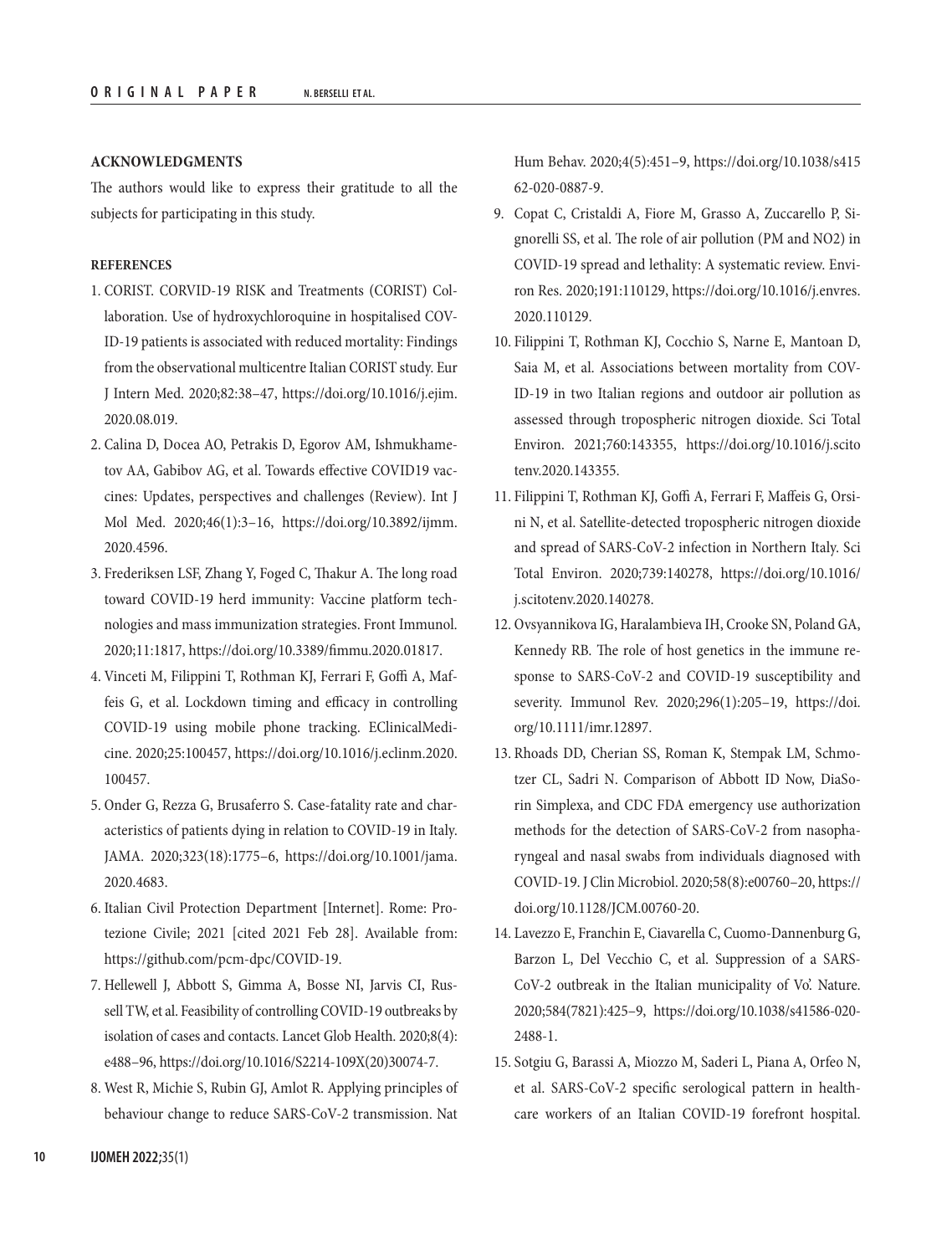## ACKNOWLEDGMENTS

The authors would like to express their gratitude to all the subjects for participating in this study.

## REFERENCES

1. CORIST. CORVID-19 RISK and Treatments (CORIST) Collaboration. Use of hydroxychloroquine in hospitalised COVID-19 patients is associated with reduced mortality: Findings from the observational multicentre Italian CORIST study. Eur J Intern Med. 2020;82:38–47, https://doi.org/10.1016/j.ejim.2020.08.019.
2. Calina D, Docea AO, Petrakis D, Egorov AM, Ishmukhametov AA, Gabibov AG, et al. Towards effective COVID19 vaccines: Updates, perspectives and challenges (Review). Int J Mol Med. 2020;46(1):3–16, https://doi.org/10.3892/ijmm.2020.4596.
3. Frederiksen LSF, Zhang Y, Foged C, Thakur A. The long road toward COVID-19 herd immunity: Vaccine platform technologies and mass immunization strategies. Front Immunol. 2020;11:1817, https://doi.org/10.3389/fimmu.2020.01817.
4. Vinceti M, Filippini T, Rothman KJ, Ferrari F, Goffi A, Maffeis G, et al. Lockdown timing and efficacy in controlling COVID-19 using mobile phone tracking. EClinicalMedicine. 2020;25:100457, https://doi.org/10.1016/j.eclinm.2020.100457.
5. Onder G, Rezza G, Brusaferro S. Case-fatality rate and characteristics of patients dying in relation to COVID-19 in Italy. JAMA. 2020;323(18):1775–6, https://doi.org/10.1001/jama.2020.4683.
6. Italian Civil Protection Department [Internet]. Rome: Protezione Civile; 2021 [cited 2021 Feb 28]. Available from: https://github.com/pcm-dpc/COVID-19.
7. Hellewell J, Abbott S, Gimma A, Bosse NI, Jarvis CI, Russell TW, et al. Feasibility of controlling COVID-19 outbreaks by isolation of cases and contacts. Lancet Glob Health. 2020;8(4): e488–96, https://doi.org/10.1016/S2214-109X(20)30074-7.
8. West R, Michie S, Rubin GJ, Amlot R. Applying principles of behaviour change to reduce SARS-CoV-2 transmission. Nat Hum Behav. 2020;4(5):451–9, https://doi.org/10.1038/s41562-020-0887-9.
9. Copat C, Cristaldi A, Fiore M, Grasso A, Zuccarello P, Signorelli SS, et al. The role of air pollution (PM and NO2) in COVID-19 spread and lethality: A systematic review. Environ Res. 2020;191:110129, https://doi.org/10.1016/j.envres.2020.110129.
10. Filippini T, Rothman KJ, Cocchio S, Narne E, Mantoan D, Saia M, et al. Associations between mortality from COVID-19 in two Italian regions and outdoor air pollution as assessed through tropospheric nitrogen dioxide. Sci Total Environ. 2021;760:143355, https://doi.org/10.1016/j.scitotenv.2020.143355.
11. Filippini T, Rothman KJ, Goffi A, Ferrari F, Maffeis G, Orsini N, et al. Satellite-detected tropospheric nitrogen dioxide and spread of SARS-CoV-2 infection in Northern Italy. Sci Total Environ. 2020;739:140278, https://doi.org/10.1016/j.scitotenv.2020.140278.
12. Ovsyannikova IG, Haralambieva IH, Crooke SN, Poland GA, Kennedy RB. The role of host genetics in the immune response to SARS-CoV-2 and COVID-19 susceptibility and severity. Immunol Rev. 2020;296(1):205–19, https://doi.org/10.1111/imr.12897.
13. Rhoads DD, Cherian SS, Roman K, Stempak LM, Schmotzer CL, Sadri N. Comparison of Abbott ID Now, DiaSorin Simplexa, and CDC FDA emergency use authorization methods for the detection of SARS-CoV-2 from nasopharyngeal and nasal swabs from individuals diagnosed with COVID-19. J Clin Microbiol. 2020;58(8):e00760–20, https://doi.org/10.1128/JCM.00760-20.
14. Lavezzo E, Franchin E, Ciavarella C, Cuomo-Dannenburg G, Barzon L, Del Vecchio C, et al. Suppression of a SARS-CoV-2 outbreak in the Italian municipality of Vo'. Nature. 2020;584(7821):425–9, https://doi.org/10.1038/s41586-020-2488-1.
15. Sotgiu G, Barassi A, Miozzo M, Saderi L, Piana A, Orfeo N, et al. SARS-CoV-2 specific serological pattern in healthcare workers of an Italian COVID-19 forefront hospital.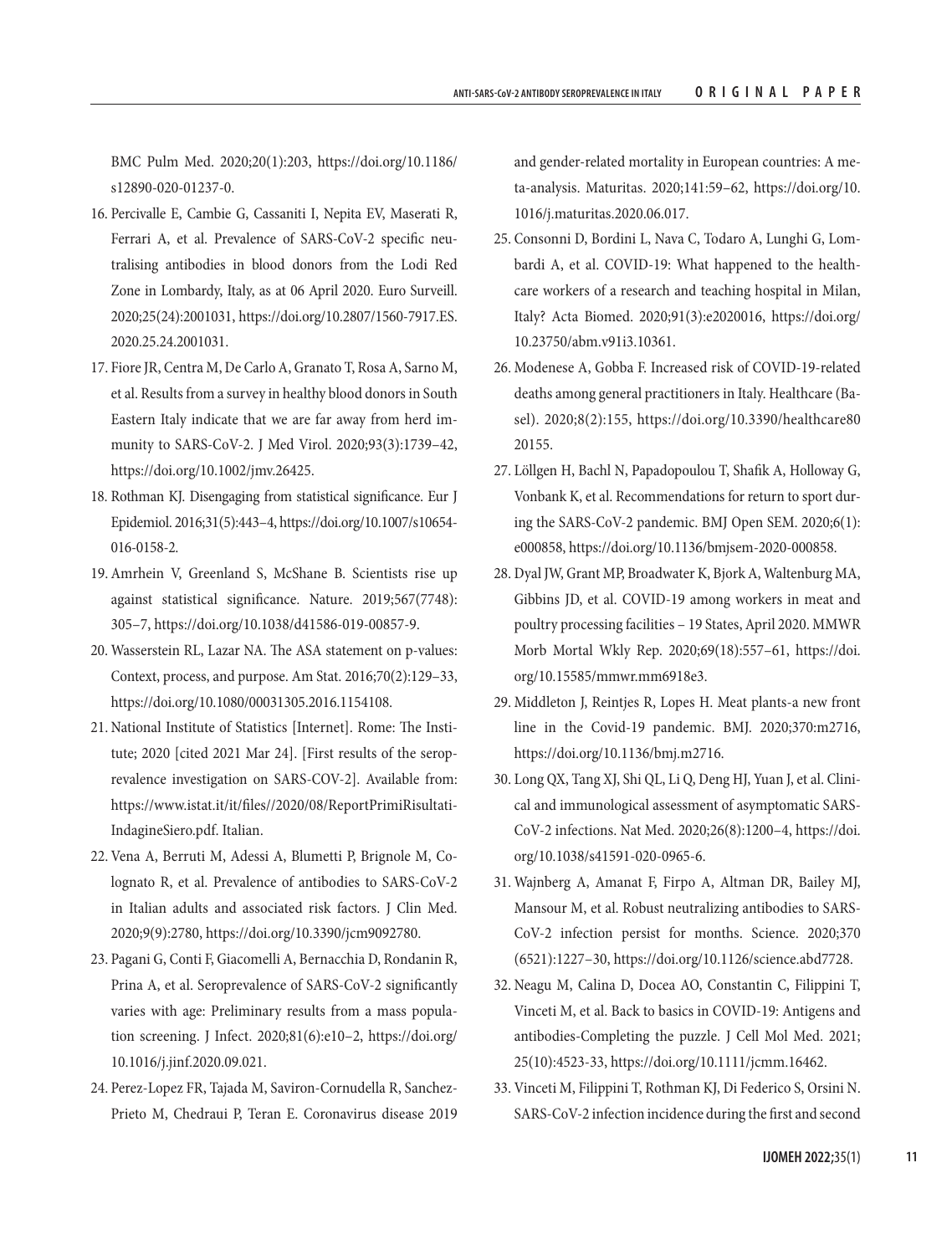BMC Pulm Med. 2020;20(1):203, https://doi.org/10.1186/s12890-020-01237-0.

16. Percivalle E, Cambie G, Cassaniti I, Nepita EV, Maserati R, Ferrari A, et al. Prevalence of SARS-CoV-2 specific neutralising antibodies in blood donors from the Lodi Red Zone in Lombardy, Italy, as at 06 April 2020. Euro Surveill. 2020;25(24):2001031, https://doi.org/10.2807/1560-7917.ES.2020.25.24.2001031.
17. Fiore JR, Centra M, De Carlo A, Granato T, Rosa A, Sarno M, et al. Results from a survey in healthy blood donors in South Eastern Italy indicate that we are far away from herd immunity to SARS-CoV-2. J Med Virol. 2020;93(3):1739–42, https://doi.org/10.1002/jmv.26425.
18. Rothman KJ. Disengaging from statistical significance. Eur J Epidemiol. 2016;31(5):443–4, https://doi.org/10.1007/s10654-016-0158-2.
19. Amrhein V, Greenland S, McShane B. Scientists rise up against statistical significance. Nature. 2019;567(7748): 305–7, https://doi.org/10.1038/d41586-019-00857-9.
20. Wasserstein RL, Lazar NA. The ASA statement on p-values: Context, process, and purpose. Am Stat. 2016;70(2):129–33, https://doi.org/10.1080/00031305.2016.1154108.
21. National Institute of Statistics [Internet]. Rome: The Institute; 2020 [cited 2021 Mar 24]. [First results of the seroprevalence investigation on SARS-COV-2]. Available from: https://www.istat.it/it/files//2020/08/ReportPrimiRisultati-IndagineSiero.pdf. Italian.
22. Vena A, Berruti M, Adessi A, Blumetti P, Brignole M, Colognato R, et al. Prevalence of antibodies to SARS-CoV-2 in Italian adults and associated risk factors. J Clin Med. 2020;9(9):2780, https://doi.org/10.3390/jcm9092780.
23. Pagani G, Conti F, Giacomelli A, Bernacchia D, Rondanin R, Prina A, et al. Seroprevalence of SARS-CoV-2 significantly varies with age: Preliminary results from a mass population screening. J Infect. 2020;81(6):e10–2, https://doi.org/10.1016/j.jinf.2020.09.021.
24. Perez-Lopez FR, Tajada M, Saviron-Cornudella R, Sanchez-Prieto M, Chedraui P, Teran E. Coronavirus disease 2019 and gender-related mortality in European countries: A meta-analysis. Maturitas. 2020;141:59–62, https://doi.org/10.1016/j.maturitas.2020.06.017.
25. Consonni D, Bordini L, Nava C, Todaro A, Lunghi G, Lombardi A, et al. COVID-19: What happened to the healthcare workers of a research and teaching hospital in Milan, Italy? Acta Biomed. 2020;91(3):e2020016, https://doi.org/10.23750/abm.v91i3.10361.
26. Modenese A, Gobba F. Increased risk of COVID-19-related deaths among general practitioners in Italy. Healthcare (Basel). 2020;8(2):155, https://doi.org/10.3390/healthcare8020155.
27. Löllgen H, Bachl N, Papadopoulou T, Shafik A, Holloway G, Vonbank K, et al. Recommendations for return to sport during the SARS-CoV-2 pandemic. BMJ Open SEM. 2020;6(1): e000858, https://doi.org/10.1136/bmjsem-2020-000858.
28. Dyal JW, Grant MP, Broadwater K, Bjork A, Waltenburg MA, Gibbins JD, et al. COVID-19 among workers in meat and poultry processing facilities – 19 States, April 2020. MMWR Morb Mortal Wkly Rep. 2020;69(18):557–61, https://doi.org/10.15585/mmwr.mm6918e3.
29. Middleton J, Reintjes R, Lopes H. Meat plants-a new front line in the Covid-19 pandemic. BMJ. 2020;370:m2716, https://doi.org/10.1136/bmj.m2716.
30. Long QX, Tang XJ, Shi QL, Li Q, Deng HJ, Yuan J, et al. Clinical and immunological assessment of asymptomatic SARS-CoV-2 infections. Nat Med. 2020;26(8):1200–4, https://doi.org/10.1038/s41591-020-0965-6.
31. Wajnberg A, Amanat F, Firpo A, Altman DR, Bailey MJ, Mansour M, et al. Robust neutralizing antibodies to SARS-CoV-2 infection persist for months. Science. 2020;370 (6521):1227–30, https://doi.org/10.1126/science.abd7728.
32. Neagu M, Calina D, Docea AO, Constantin C, Filippini T, Vinceti M, et al. Back to basics in COVID-19: Antigens and antibodies-Completing the puzzle. J Cell Mol Med. 2021; 25(10):4523-33, https://doi.org/10.1111/jcmm.16462.
33. Vinceti M, Filippini T, Rothman KJ, Di Federico S, Orsini N. SARS-CoV-2 infection incidence during the first and second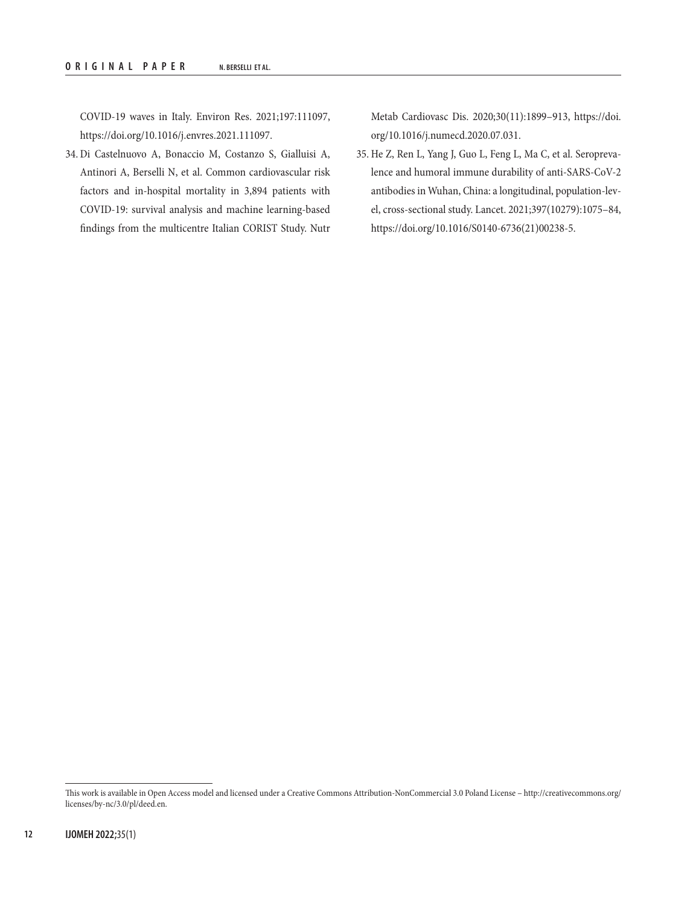COVID-19 waves in Italy. Environ Res. 2021;197:111097, https://doi.org/10.1016/j.envres.2021.111097.

34. Di Castelnuovo A, Bonaccio M, Costanzo S, Gialluisi A, Antinori A, Berselli N, et al. Common cardiovascular risk factors and in-hospital mortality in 3,894 patients with COVID-19: survival analysis and machine learning-based findings from the multicentre Italian CORIST Study. Nutr Metab Cardiovasc Dis. 2020;30(11):1899–913, https://doi.org/10.1016/j.numecd.2020.07.031.

35. He Z, Ren L, Yang J, Guo L, Feng L, Ma C, et al. Seroprevalence and humoral immune durability of anti-SARS-CoV-2 antibodies in Wuhan, China: a longitudinal, population-level, cross-sectional study. Lancet. 2021;397(10279):1075–84, https://doi.org/10.1016/S0140-6736(21)00238-5.

This work is available in Open Access model and licensed under a Creative Commons Attribution-NonCommercial 3.0 Poland License – http://creativecommons.org/licenses/by-nc/3.0/pl/deed.en.